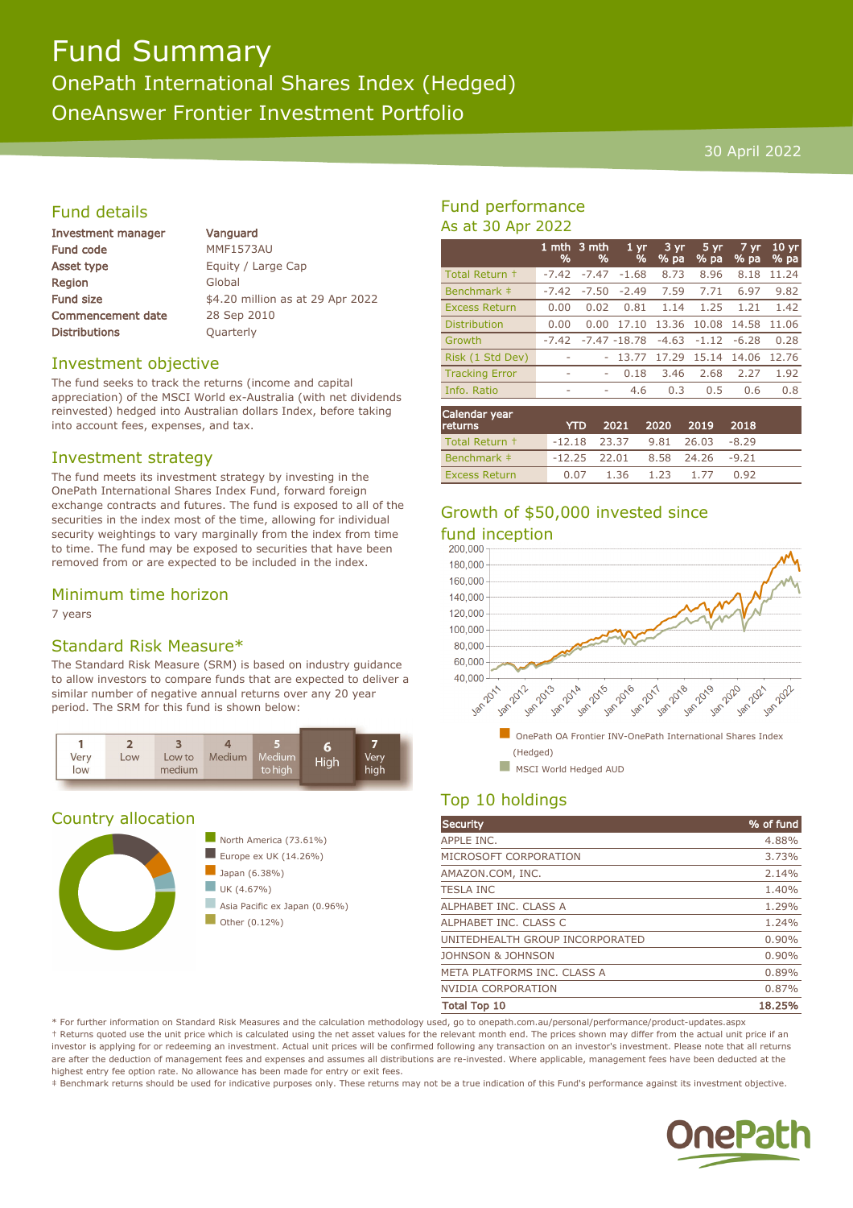# Fund Summary

## OnePath International Shares Index (Hedged)

## OneAnswer Frontier Investment Portfolio

30 April 2022

## Fund details

| | |
|---|---|
| Investment manager | Vanguard |
| Fund code | MMF1573AU |
| Asset type | Equity / Large Cap |
| Region | Global |
| Fund size | $4.20 million as at 29 Apr 2022 |
| Commencement date | 28 Sep 2010 |
| Distributions | Quarterly |

## Investment objective

The fund seeks to track the returns (income and capital appreciation) of the MSCI World ex-Australia (with net dividends reinvested) hedged into Australian dollars Index, before taking into account fees, expenses, and tax.

## Investment strategy

The fund meets its investment strategy by investing in the OnePath International Shares Index Fund, forward foreign exchange contracts and futures. The fund is exposed to all of the securities in the index most of the time, allowing for individual security weightings to vary marginally from the index from time to time. The fund may be exposed to securities that have been removed from or are expected to be included in the index.

## Minimum time horizon

7 years

## Standard Risk Measure*

The Standard Risk Measure (SRM) is based on industry guidance to allow investors to compare funds that are expected to deliver a similar number of negative annual returns over any 20 year period. The SRM for this fund is shown below:

| 1 Very low | 2 Low | 3 Low to medium | 4 Medium | 5 Medium to high | **6 High** | 7 Very high |
|---|---|---|---|---|---|---|

## Country allocation

- North America (73.61%)
- Europe ex UK (14.26%)
- Japan (6.38%)
- UK (4.67%)
- Asia Pacific ex Japan (0.96%)
- Other (0.12%)

## Fund performance

As at 30 Apr 2022

| | 1 mth % | 3 mth % | 1 yr % | 3 yr % pa | 5 yr % pa | 7 yr % pa | 10 yr % pa |
|---|---|---|---|---|---|---|---|
| Total Return † | -7.42 | -7.47 | -1.68 | 8.73 | 8.96 | 8.18 | 11.24 |
| Benchmark ‡ | -7.42 | -7.50 | -2.49 | 7.59 | 7.71 | 6.97 | 9.82 |
| Excess Return | 0.00 | 0.02 | 0.81 | 1.14 | 1.25 | 1.21 | 1.42 |
| Distribution | 0.00 | 0.00 | 17.10 | 13.36 | 10.08 | 14.58 | 11.06 |
| Growth | -7.42 | -7.47 | -18.78 | -4.63 | -1.12 | -6.28 | 0.28 |
| Risk (1 Std Dev) | - | - | 13.77 | 17.29 | 15.14 | 14.06 | 12.76 |
| Tracking Error | - | - | 0.18 | 3.46 | 2.68 | 2.27 | 1.92 |
| Info. Ratio | - | - | 4.6 | 0.3 | 0.5 | 0.6 | 0.8 |

| Calendar year returns | YTD | 2021 | 2020 | 2019 | 2018 |
|---|---|---|---|---|---|
| Total Return † | -12.18 | 23.37 | 9.81 | 26.03 | -8.29 |
| Benchmark ‡ | -12.25 | 22.01 | 8.58 | 24.26 | -9.21 |
| Excess Return | 0.07 | 1.36 | 1.23 | 1.77 | 0.92 |

## Growth of $50,000 invested since fund inception

- OnePath OA Frontier INV-OnePath International Shares Index (Hedged)
- MSCI World Hedged AUD

## Top 10 holdings

| Security | % of fund |
|---|---|
| APPLE INC. | 4.88% |
| MICROSOFT CORPORATION | 3.73% |
| AMAZON.COM, INC. | 2.14% |
| TESLA INC | 1.40% |
| ALPHABET INC. CLASS A | 1.29% |
| ALPHABET INC. CLASS C | 1.24% |
| UNITEDHEALTH GROUP INCORPORATED | 0.90% |
| JOHNSON & JOHNSON | 0.90% |
| META PLATFORMS INC. CLASS A | 0.89% |
| NVIDIA CORPORATION | 0.87% |
| **Total Top 10** | **18.25%** |

* For further information on Standard Risk Measures and the calculation methodology used, go to onepath.com.au/personal/performance/product-updates.aspx

† Returns quoted use the unit price which is calculated using the net asset values for the relevant month end. The prices shown may differ from the actual unit price if an investor is applying for or redeeming an investment. Actual unit prices will be confirmed following any transaction on an investor's investment. Please note that all returns are after the deduction of management fees and expenses and assumes all distributions are re-invested. Where applicable, management fees have been deducted at the highest entry fee option rate. No allowance has been made for entry or exit fees.

‡ Benchmark returns should be used for indicative purposes only. These returns may not be a true indication of this Fund's performance against its investment objective.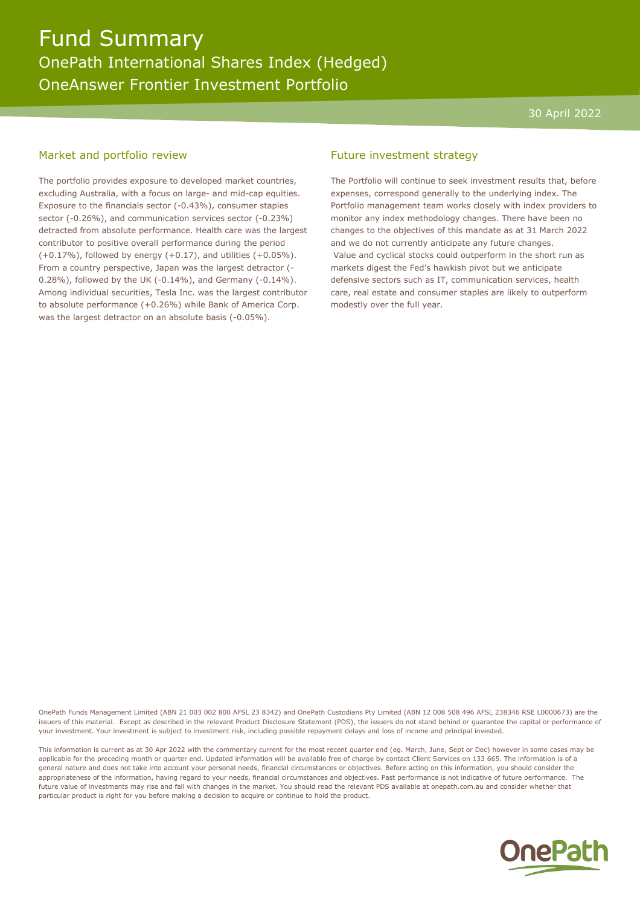# Fund Summary

## OnePath International Shares Index (Hedged)

## OneAnswer Frontier Investment Portfolio

30 April 2022

### Market and portfolio review

The portfolio provides exposure to developed market countries, excluding Australia, with a focus on large- and mid-cap equities. Exposure to the financials sector (-0.43%), consumer staples sector (-0.26%), and communication services sector (-0.23%) detracted from absolute performance. Health care was the largest contributor to positive overall performance during the period (+0.17%), followed by energy (+0.17), and utilities (+0.05%). From a country perspective, Japan was the largest detractor (-0.28%), followed by the UK (-0.14%), and Germany (-0.14%). Among individual securities, Tesla Inc. was the largest contributor to absolute performance (+0.26%) while Bank of America Corp. was the largest detractor on an absolute basis (-0.05%).

### Future investment strategy

The Portfolio will continue to seek investment results that, before expenses, correspond generally to the underlying index. The Portfolio management team works closely with index providers to monitor any index methodology changes. There have been no changes to the objectives of this mandate as at 31 March 2022 and we do not currently anticipate any future changes.

Value and cyclical stocks could outperform in the short run as markets digest the Fed's hawkish pivot but we anticipate defensive sectors such as IT, communication services, health care, real estate and consumer staples are likely to outperform modestly over the full year.

OnePath Funds Management Limited (ABN 21 003 002 800 AFSL 23 8342) and OnePath Custodians Pty Limited (ABN 12 008 508 496 AFSL 238346 RSE L0000673) are the issuers of this material. Except as described in the relevant Product Disclosure Statement (PDS), the issuers do not stand behind or guarantee the capital or performance of your investment. Your investment is subject to investment risk, including possible repayment delays and loss of income and principal invested.

This information is current as at 30 Apr 2022 with the commentary current for the most recent quarter end (eg. March, June, Sept or Dec) however in some cases may be applicable for the preceding month or quarter end. Updated information will be available free of charge by contact Client Services on 133 665. The information is of a general nature and does not take into account your personal needs, financial circumstances or objectives. Before acting on this information, you should consider the appropriateness of the information, having regard to your needs, financial circumstances and objectives. Past performance is not indicative of future performance. The future value of investments may rise and fall with changes in the market. You should read the relevant PDS available at onepath.com.au and consider whether that particular product is right for you before making a decision to acquire or continue to hold the product.

OnePath